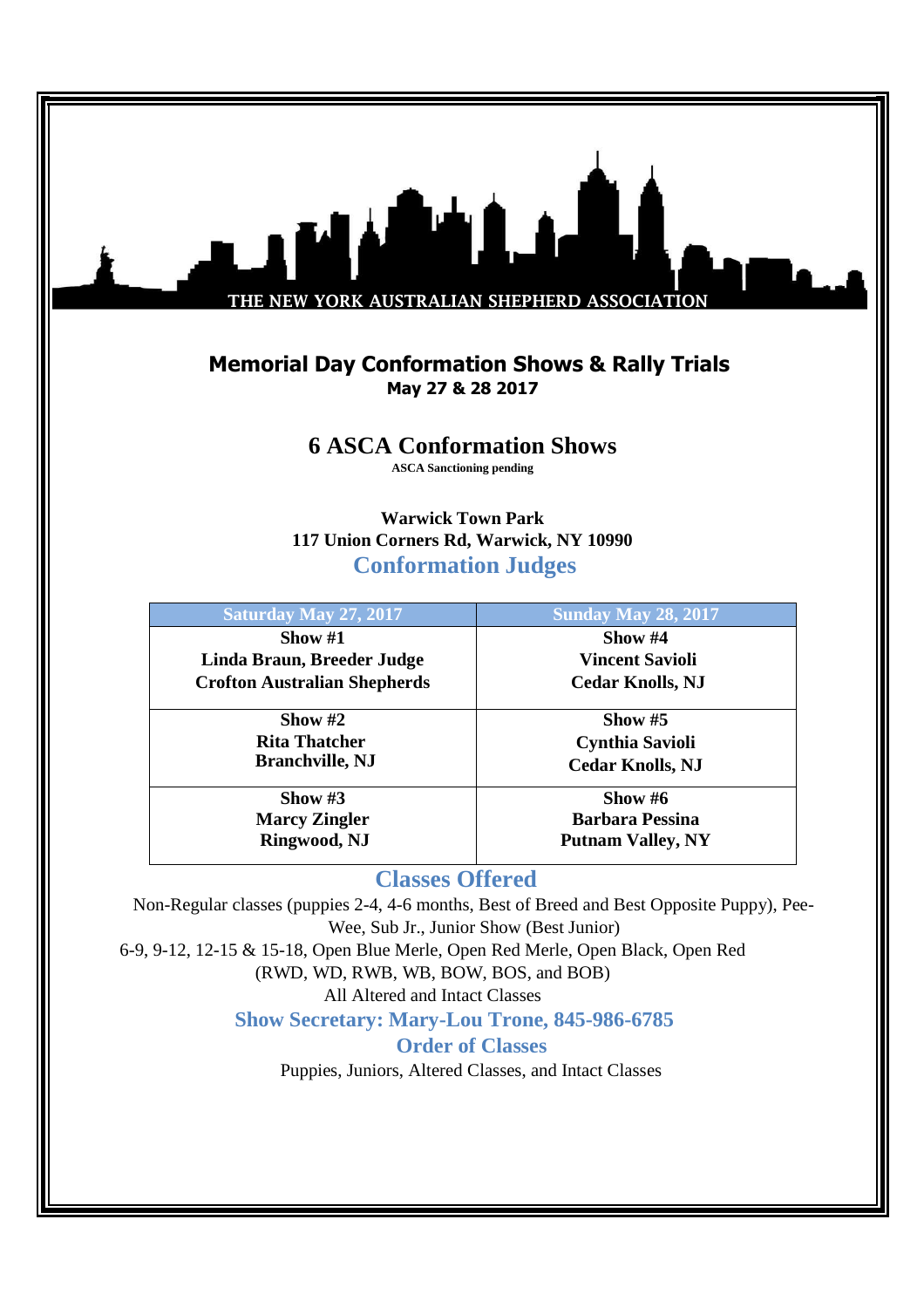THE NEW YORK AUSTRALIAN SHEPHERD ASSOCIATION

# Memorial Day Conformation Shows & Rally Trials

**May 27 & 28 2017**

## 6 ASCA Conformation Shows

**ASCA Sanctioning pending**

**Warwick Town Park**
**117 Union Corners Rd, Warwick, NY 10990**

## Conformation Judges

| Saturday May 27, 2017 | Sunday May 28, 2017 |
|---|---|
| **Show #1**<br>**Linda Braun, Breeder Judge**<br>**Crofton Australian Shepherds** | **Show #4**<br>**Vincent Savioli**<br>**Cedar Knolls, NJ** |
| **Show #2**<br>**Rita Thatcher**<br>**Branchville, NJ** | **Show #5**<br>**Cynthia Savioli**<br>**Cedar Knolls, NJ** |
| **Show #3**<br>**Marcy Zingler**<br>**Ringwood, NJ** | **Show #6**<br>**Barbara Pessina**<br>**Putnam Valley, NY** |

## Classes Offered

Non-Regular classes (puppies 2-4, 4-6 months, Best of Breed and Best Opposite Puppy), Pee-Wee, Sub Jr., Junior Show (Best Junior)

6-9, 9-12, 12-15 & 15-18, Open Blue Merle, Open Red Merle, Open Black, Open Red (RWD, WD, RWB, WB, BOW, BOS, and BOB)

All Altered and Intact Classes

## Show Secretary: Mary-Lou Trone, 845-986-6785

## Order of Classes

Puppies, Juniors, Altered Classes, and Intact Classes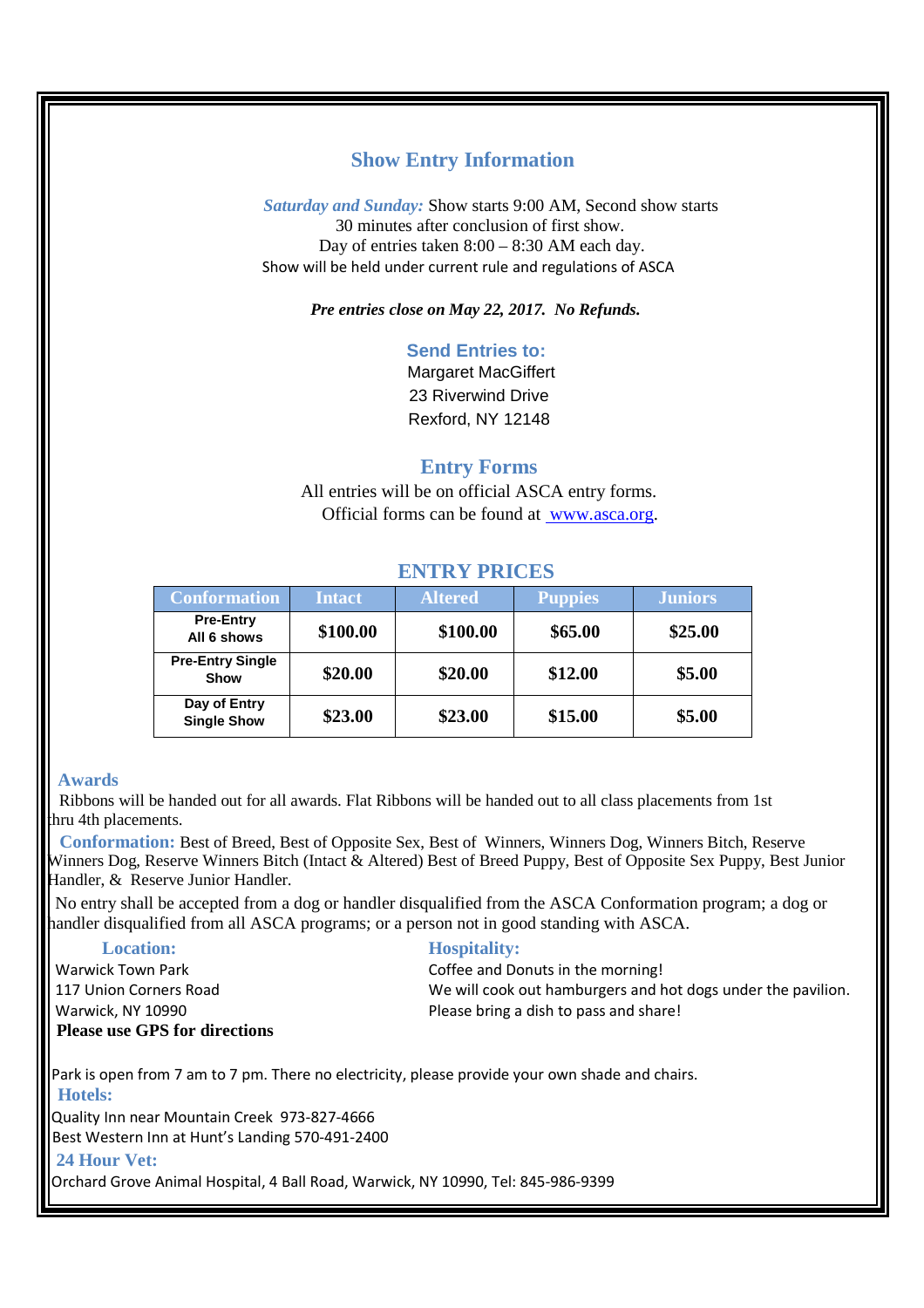## Show Entry Information

*Saturday and Sunday:* Show starts 9:00 AM, Second show starts 30 minutes after conclusion of first show.
Day of entries taken 8:00 – 8:30 AM each day.
Show will be held under current rule and regulations of ASCA

***Pre entries close on May 22, 2017. No Refunds.***

### Send Entries to:

Margaret MacGiffert
23 Riverwind Drive
Rexford, NY 12148

### Entry Forms

All entries will be on official ASCA entry forms.
Official forms can be found at [www.asca.org](www.asca.org).

### ENTRY PRICES

| Conformation | Intact | Altered | Puppies | Juniors |
|---|---|---|---|---|
| **Pre-Entry All 6 shows** | **$100.00** | **$100.00** | **$65.00** | **$25.00** |
| **Pre-Entry Single Show** | **$20.00** | **$20.00** | **$12.00** | **$5.00** |
| **Day of Entry Single Show** | **$23.00** | **$23.00** | **$15.00** | **$5.00** |

### Awards

Ribbons will be handed out for all awards. Flat Ribbons will be handed out to all class placements from 1st thru 4th placements.

**Conformation:** Best of Breed, Best of Opposite Sex, Best of Winners, Winners Dog, Winners Bitch, Reserve Winners Dog, Reserve Winners Bitch (Intact & Altered) Best of Breed Puppy, Best of Opposite Sex Puppy, Best Junior Handler, & Reserve Junior Handler.

No entry shall be accepted from a dog or handler disqualified from the ASCA Conformation program; a dog or handler disqualified from all ASCA programs; or a person not in good standing with ASCA.

### Location:

Warwick Town Park
117 Union Corners Road
Warwick, NY 10990
**Please use GPS for directions**

### Hospitality:

Coffee and Donuts in the morning!
We will cook out hamburgers and hot dogs under the pavilion.
Please bring a dish to pass and share!

Park is open from 7 am to 7 pm. There no electricity, please provide your own shade and chairs.

### Hotels:

Quality Inn near Mountain Creek 973-827-4666
Best Western Inn at Hunt's Landing 570-491-2400

### 24 Hour Vet:

Orchard Grove Animal Hospital, 4 Ball Road, Warwick, NY 10990, Tel: 845-986-9399